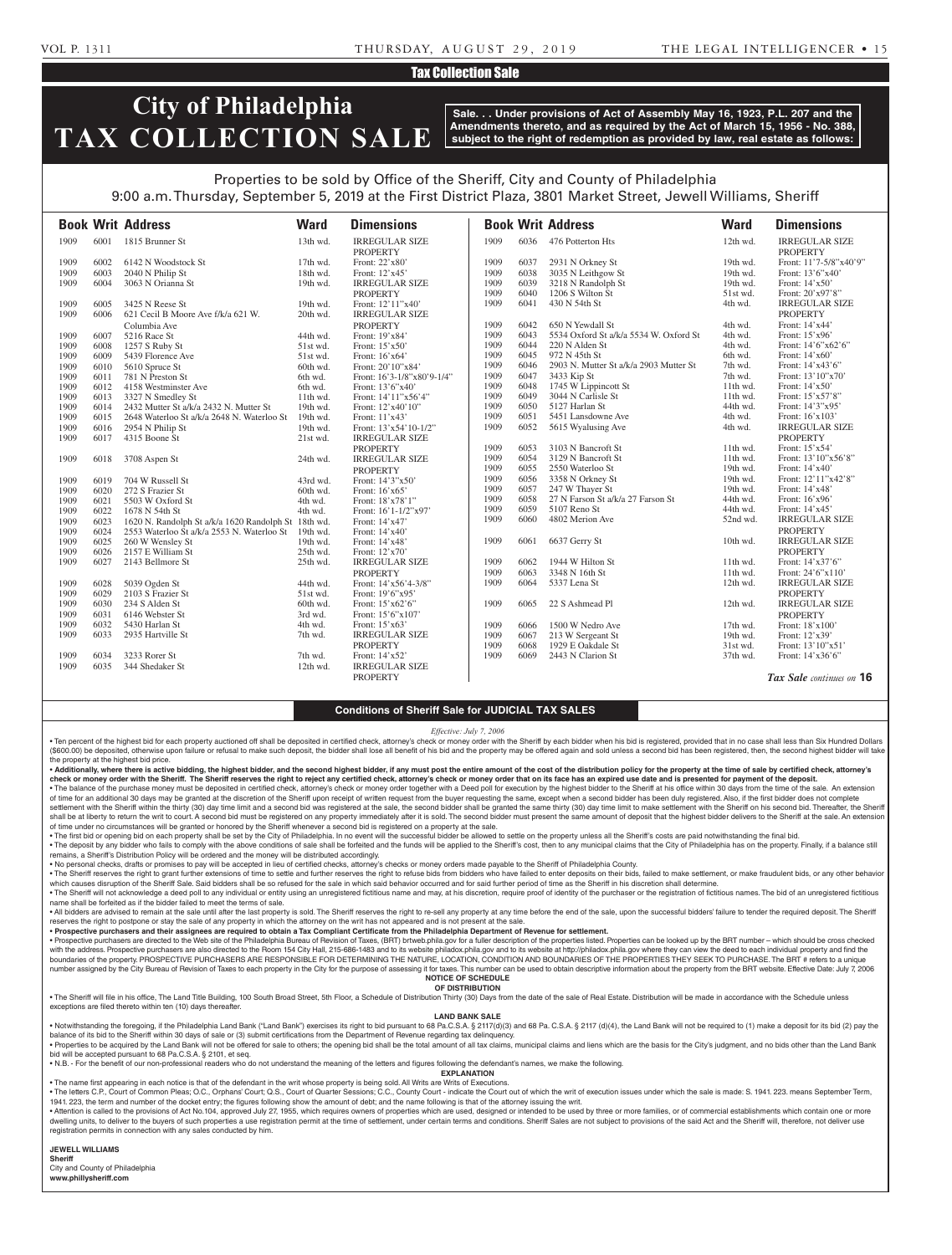Tax Collection Sale

# City of Philadelphia TAX COLLECTION SALE

**Sale. . . Under provisions of Act of Assembly May 16, 1923, P.L. 207 and the Amendments thereto, and as required by the Act of March 15, 1956 - No. 388, subject to the right of redemption as provided by law, real estate as follows:**

Properties to be sold by Office of the Sheriff, City and County of Philadelphia
9:00 a.m. Thursday, September 5, 2019 at the First District Plaza, 3801 Market Street, Jewell Williams, Sheriff

| Book | Writ | Address | Ward | Dimensions |
|---|---|---|---|---|
| 1909 | 6001 | 1815 Brunner St | 13th wd. | IRREGULAR SIZE PROPERTY |
| 1909 | 6002 | 6142 N Woodstock St | 17th wd. | Front: 22'x80' |
| 1909 | 6003 | 2040 N Philip St | 18th wd. | Front: 12'x45' |
| 1909 | 6004 | 3063 N Orianna St | 19th wd. | IRREGULAR SIZE PROPERTY |
| 1909 | 6005 | 3425 N Reese St | 19th wd. | Front: 12'11"x40' |
| 1909 | 6006 | 621 Cecil B Moore Ave f/k/a 621 W. Columbia Ave | 20th wd. | IRREGULAR SIZE PROPERTY |
| 1909 | 6007 | 5216 Race St | 44th wd. | Front: 19'x84' |
| 1909 | 6008 | 1257 S Ruby St | 51st wd. | Front: 15'x50' |
| 1909 | 6009 | 5439 Florence Ave | 51st wd. | Front: 16'x64' |
| 1909 | 6010 | 5610 Spruce St | 60th wd. | Front: 20'10"x84' |
| 1909 | 6011 | 781 N Preston St | 6th wd. | Front: 16'3-1/8"x80'9-1/4" |
| 1909 | 6012 | 4158 Westminster Ave | 6th wd. | Front: 13'6"x40' |
| 1909 | 6013 | 3327 N Smedley St | 11th wd. | Front: 14'11"x56'4" |
| 1909 | 6014 | 2432 Mutter St a/k/a 2432 N. Mutter St | 19th wd. | Front: 12'x40'10" |
| 1909 | 6015 | 2648 Waterloo St a/k/a 2648 N. Waterloo St | 19th wd. | Front: 11'x43' |
| 1909 | 6016 | 2954 N Philip St | 19th wd. | Front: 13'x54'10-1/2" |
| 1909 | 6017 | 4315 Boone St | 21st wd. | IRREGULAR SIZE PROPERTY |
| 1909 | 6018 | 3708 Aspen St | 24th wd. | IRREGULAR SIZE PROPERTY |
| 1909 | 6019 | 704 W Russell St | 43rd wd. | Front: 14'3"x50' |
| 1909 | 6020 | 272 S Frazier St | 60th wd. | Front: 16'x65' |
| 1909 | 6021 | 5503 W Oxford St | 4th wd. | Front: 18'x78'1" |
| 1909 | 6022 | 1678 N 54th St | 4th wd. | Front: 16'1-1/2"x97' |
| 1909 | 6023 | 1620 N. Randolph St a/k/a 1620 Randolph St | 18th wd. | Front: 14'x47' |
| 1909 | 6024 | 2553 Waterloo St a/k/a 2553 N. Waterloo St | 19th wd. | Front: 14'x40' |
| 1909 | 6025 | 260 W Wensley St | 19th wd. | Front: 14'x48' |
| 1909 | 6026 | 2157 E William St | 25th wd. | Front: 12'x70' |
| 1909 | 6027 | 2143 Bellmore St | 25th wd. | IRREGULAR SIZE PROPERTY |
| 1909 | 6028 | 5039 Ogden St | 44th wd. | Front: 14'x56'4-3/8" |
| 1909 | 6029 | 2103 S Frazier St | 51st wd. | Front: 19'6"x95' |
| 1909 | 6030 | 234 S Alden St | 60th wd. | Front: 15'x62'6" |
| 1909 | 6031 | 6146 Webster St | 3rd wd. | Front: 15'6"x107' |
| 1909 | 6032 | 5430 Harlan St | 4th wd. | Front: 15'x63' |
| 1909 | 6033 | 2935 Hartville St | 7th wd. | IRREGULAR SIZE PROPERTY |
| 1909 | 6034 | 3233 Rorer St | 7th wd. | Front: 14'x52' |
| 1909 | 6035 | 344 Shedaker St | 12th wd. | IRREGULAR SIZE PROPERTY |
| 1909 | 6036 | 476 Potterton Hts | 12th wd. | IRREGULAR SIZE PROPERTY |
| 1909 | 6037 | 2931 N Orkney St | 19th wd. | Front: 11'7-5/8"x40'9" |
| 1909 | 6038 | 3035 N Leithgow St | 19th wd. | Front: 13'6"x40' |
| 1909 | 6039 | 3218 N Randolph St | 19th wd. | Front: 14'x50' |
| 1909 | 6040 | 1206 S Wilton St | 51st wd. | Front: 20'x97'8" |
| 1909 | 6041 | 430 N 54th St | 4th wd. | IRREGULAR SIZE PROPERTY |
| 1909 | 6042 | 650 N Yewdall St | 4th wd. | Front: 14'x44' |
| 1909 | 6043 | 5534 Oxford St a/k/a 5534 W. Oxford St | 4th wd. | Front: 15'x96' |
| 1909 | 6044 | 220 N Alden St | 4th wd. | Front: 14'6"x62'6" |
| 1909 | 6045 | 972 N 45th St | 6th wd. | Front: 14'x60' |
| 1909 | 6046 | 2903 N. Mutter St a/k/a 2903 Mutter St | 7th wd. | Front: 14'x43'6" |
| 1909 | 6047 | 3433 Kip St | 7th wd. | Front: 13'10"x70' |
| 1909 | 6048 | 1745 W Lippincott St | 11th wd. | Front: 14'x50' |
| 1909 | 6049 | 3044 N Carlisle St | 11th wd. | Front: 15'x57'8" |
| 1909 | 6050 | 5127 Harlan St | 44th wd. | Front: 14'3"x95' |
| 1909 | 6051 | 5451 Lansdowne Ave | 4th wd. | Front: 16'x103' |
| 1909 | 6052 | 5615 Wyalusing Ave | 4th wd. | IRREGULAR SIZE PROPERTY |
| 1909 | 6053 | 3103 N Bancroft St | 11th wd. | Front: 15'x54' |
| 1909 | 6054 | 3129 N Bancroft St | 11th wd. | Front: 13'10"x56'8" |
| 1909 | 6055 | 2550 Waterloo St | 19th wd. | Front: 14'x40' |
| 1909 | 6056 | 3358 N Orkney St | 19th wd. | Front: 12'11"x42'8" |
| 1909 | 6057 | 247 W Thayer St | 19th wd. | Front: 14'x48' |
| 1909 | 6058 | 27 N Farson St a/k/a 27 Farson St | 44th wd. | Front: 16'x96' |
| 1909 | 6059 | 5107 Reno St | 44th wd. | Front: 14'x45' |
| 1909 | 6060 | 4802 Merion Ave | 52nd wd. | IRREGULAR SIZE PROPERTY |
| 1909 | 6061 | 6637 Gerry St | 10th wd. | IRREGULAR SIZE PROPERTY |
| 1909 | 6062 | 1944 W Hilton St | 11th wd. | Front: 14'x37'6" |
| 1909 | 6063 | 3348 N 16th St | 11th wd. | Front: 24'6"x110' |
| 1909 | 6064 | 5337 Lena St | 12th wd. | IRREGULAR SIZE PROPERTY |
| 1909 | 6065 | 22 S Ashmead Pl | 12th wd. | IRREGULAR SIZE PROPERTY |
| 1909 | 6066 | 1500 W Nedro Ave | 17th wd. | Front: 18'x100' |
| 1909 | 6067 | 213 W Sergeant St | 19th wd. | Front: 12'x39' |
| 1909 | 6068 | 1929 E Oakdale St | 31st wd. | Front: 13'10"x51' |
| 1909 | 6069 | 2443 N Clarion St | 37th wd. | Front: 14'x36'6" |

*Tax Sale continues on* **16**

## Conditions of Sheriff Sale for JUDICIAL TAX SALES

*Effective: July 7, 2006*

• Ten percent of the highest bid for each property auctioned off shall be deposited in certified check, attorney's check or money order with the Sheriff by each bidder when his bid is registered, provided that in no case shall less than Six Hundred Dollars ($600.00) be deposited, otherwise upon failure or refusal to make such deposit, the bidder shall lose all benefit of his bid and the property may be offered again and sold unless a second bid has been registered, then, the second highest bidder will take the property at the highest bid price.

• **Additionally, where there is active bidding, the highest bidder, and the second highest bidder, if any must post the entire amount of the cost of the distribution policy for the property at the time of sale by certified check, attorney's check or money order with the Sheriff. The Sheriff reserves the right to reject any certified check, attorney's check or money order that on its face has an expired use date and is presented for payment of the deposit.**

• The balance of the purchase money must be deposited in certified check, attorney's check or money order together with a Deed poll for execution by the highest bidder to the Sheriff at his office within 30 days from the time of the sale. An extension of time for an additional 30 days may be granted at the discretion of the Sheriff upon receipt of written request from the buyer requesting the same, except when a second bidder has been duly registered. Also, if the first bidder does not complete settlement with the Sheriff within the thirty (30) day time limit and a second bid was registered at the sale, the second bidder shall be granted the same thirty (30) day time limit to make settlement with the Sheriff on his second bid. Thereafter, the Sheriff shall be at liberty to return the writ to court. A second bid must be registered on any property immediately after it is sold. The second bidder must present the same amount of deposit that the highest bidder delivers to the Sheriff at the sale. An extension of time under no circumstances will be granted or honored by the Sheriff whenever a second bid is registered on a property at the sale.

• The first bid or opening bid on each property shall be set by the City of Philadelphia. In no event will the successful bidder be allowed to settle on the property unless all the Sheriff's costs are paid notwithstanding the final bid.

• The deposit by any bidder who fails to comply with the above conditions of sale shall be forfeited and the funds will be applied to the Sheriff's cost, then to any municipal claims that the City of Philadelphia has on the property. Finally, if a balance still remains, a Sheriff's Distribution Policy will be ordered and the money will be distributed accordingly.

• No personal checks, drafts or promises to pay will be accepted in lieu of certified checks, attorney's checks or money orders made payable to the Sheriff of Philadelphia County.

• The Sheriff reserves the right to grant further extensions of time to settle and further reserves the right to refuse bids from bidders who have failed to enter deposits on their bids, failed to make settlement, or make fraudulent bids, or any other behavior which causes disruption of the Sheriff Sale. Said bidders shall be so refused for the sale in which said behavior occurred and for said further period of time as the Sheriff in his discretion shall determine.

• The Sheriff will not acknowledge a deed poll to any individual or entity using an unregistered fictitious name and may, at his discretion, require proof of identity of the purchaser or the registration of fictitious names. The bid of an unregistered fictitious name shall be forfeited as if the bidder failed to meet the terms of sale.

• All bidders are advised to remain at the sale until after the last property is sold. The Sheriff reserves the right to re-sell any property at any time before the end of the sale, upon the successful bidders' failure to tender the required deposit. The Sheriff reserves the right to postpone or stay the sale of any property in which the attorney on the writ has not appeared and is not present at the sale.

• **Prospective purchasers and their assignees are required to obtain a Tax Compliant Certificate from the Philadelphia Department of Revenue for settlement.**

• Prospective purchasers are directed to the Web site of the Philadelphia Bureau of Revision of Taxes, (BRT) brtweb.phila.gov for a fuller description of the properties listed. Properties can be looked up by the BRT number – which should be cross checked with the address. Prospective purchasers are also directed to the Room 154 City Hall, 215-686-1483 and to its website philadox.phila.gov and to its website at http://philadox.phila.gov where they can view the deed to each individual property and find the boundaries of the property. PROSPECTIVE PURCHASERS ARE RESPONSIBLE FOR DETERMINING THE NATURE, LOCATION, CONDITION AND BOUNDARIES OF THE PROPERTIES THEY SEEK TO PURCHASE. The BRT # refers to a unique number assigned by the City Bureau of Revision of Taxes to each property in the City for the purpose of assessing it for taxes. This number can be used to obtain descriptive information about the property from the BRT website. Effective Date: July 7, 2006

**NOTICE OF SCHEDULE OF DISTRIBUTION**

• The Sheriff will file in his office, The Land Title Building, 100 South Broad Street, 5th Floor, a Schedule of Distribution Thirty (30) Days from the date of the sale of Real Estate. Distribution will be made in accordance with the Schedule unless exceptions are filed thereto within ten (10) days thereafter.

**LAND BANK SALE**

• Notwithstanding the foregoing, if the Philadelphia Land Bank ("Land Bank") exercises its right to bid pursuant to 68 Pa.C.S.A. § 2117(d)(3) and 68 Pa. C.S.A. § 2117 (d)(4), the Land Bank will not be required to (1) make a deposit for its bid (2) pay the balance of its bid to the Sheriff within 30 days of sale or (3) submit certifications from the Department of Revenue regarding tax delinquency.

• Properties to be acquired by the Land Bank will not be offered for sale to others; the opening bid shall be the total amount of all tax claims, municipal claims and liens which are the basis for the City's judgment, and no bids other than the Land Bank bid will be accepted pursuant to 68 Pa.C.S.A. § 2101, et seq.

• N.B. - For the benefit of our non-professional readers who do not understand the meaning of the letters and figures following the defendant's names, we make the following.

**EXPLANATION**

• The name first appearing in each notice is that of the defendant in the writ whose property is being sold. All Writs are Writs of Executions.

• The letters C.P., Court of Common Pleas; O.C., Orphans' Court; Q.S., Court of Quarter Sessions; C.C., County Court - indicate the Court out of which the writ of execution issues under which the sale is made: S. 1941. 223. means September Term, 1941. 223, the term and number of the docket entry; the figures following show the amount of debt; and the name following is that of the attorney issuing the writ.

• Attention is called to the provisions of Act No.104, approved July 27, 1955, which requires owners of properties which are used, designed or intended to be used by three or more families, or of commercial establishments which contain one or more dwelling units, to deliver to the buyers of such properties a use registration permit at the time of settlement, under certain terms and conditions. Sheriff Sales are not subject to provisions of the said Act and the Sheriff will, therefore, not deliver use registration permits in connection with any sales conducted by him.

**JEWELL WILLIAMS**
**Sheriff**
City and County of Philadelphia
**www.phillysheriff.com**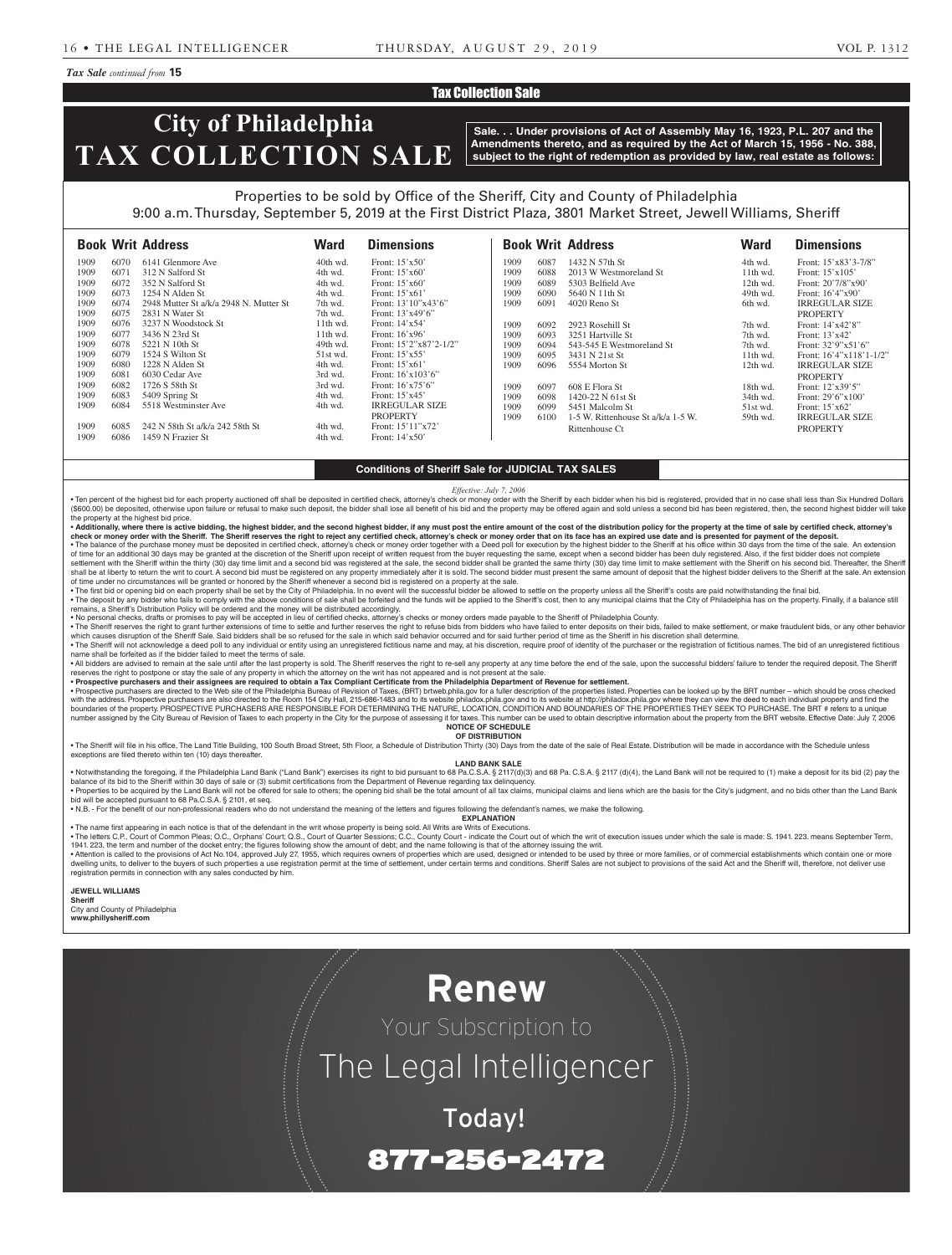*Tax Sale continued from* **15**

## Tax Collection Sale

# City of Philadelphia TAX COLLECTION SALE

**Sale. . . Under provisions of Act of Assembly May 16, 1923, P.L. 207 and the Amendments thereto, and as required by the Act of March 15, 1956 - No. 388, subject to the right of redemption as provided by law, real estate as follows:**

Properties to be sold by Office of the Sheriff, City and County of Philadelphia
9:00 a.m. Thursday, September 5, 2019 at the First District Plaza, 3801 Market Street, Jewell Williams, Sheriff

| Book | Writ | Address | Ward | Dimensions |
|---|---|---|---|---|
| 1909 | 6070 | 6141 Glenmore Ave | 40th wd. | Front: 15'x50' |
| 1909 | 6071 | 312 N Salford St | 4th wd. | Front: 15'x60' |
| 1909 | 6072 | 352 N Salford St | 4th wd. | Front: 15'x60' |
| 1909 | 6073 | 1254 N Alden St | 4th wd. | Front: 15'x61' |
| 1909 | 6074 | 2948 Mutter St a/k/a 2948 N. Mutter St | 7th wd. | Front: 13'10"x43'6" |
| 1909 | 6075 | 2831 N Water St | 7th wd. | Front: 13'x49'6" |
| 1909 | 6076 | 3237 N Woodstock St | 11th wd. | Front: 14'x54' |
| 1909 | 6077 | 3436 N 23rd St | 11th wd. | Front: 16'x96' |
| 1909 | 6078 | 5221 N 10th St | 49th wd. | Front: 15'2"x87'2-1/2" |
| 1909 | 6079 | 1524 S Wilton St | 51st wd. | Front: 15'x55' |
| 1909 | 6080 | 1228 N Alden St | 4th wd. | Front: 15'x61' |
| 1909 | 6081 | 6030 Cedar Ave | 3rd wd. | Front: 16'x103'6" |
| 1909 | 6082 | 1726 S 58th St | 3rd wd. | Front: 16'x75'6" |
| 1909 | 6083 | 5409 Spring St | 4th wd. | Front: 15'x45' |
| 1909 | 6084 | 5518 Westminster Ave | 4th wd. | IRREGULAR SIZE PROPERTY |
| 1909 | 6085 | 242 N 58th St a/k/a 242 58th St | 4th wd. | Front: 15'11"x72' |
| 1909 | 6086 | 1459 N Frazier St | 4th wd. | Front: 14'x50' |
| 1909 | 6087 | 1432 N 57th St | 4th wd. | Front: 15'x83'3-7/8" |
| 1909 | 6088 | 2013 W Westmoreland St | 11th wd. | Front: 15'x105' |
| 1909 | 6089 | 5303 Belfield Ave | 12th wd. | Front: 20'7/8"x90' |
| 1909 | 6090 | 5640 N 11th St | 49th wd. | Front: 16'4"x90' |
| 1909 | 6091 | 4020 Reno St | 6th wd. | IRREGULAR SIZE PROPERTY |
| 1909 | 6092 | 2923 Rosehill St | 7th wd. | Front: 14'x42'8" |
| 1909 | 6093 | 3251 Hartville St | 7th wd. | Front: 13'x42' |
| 1909 | 6094 | 543-545 E Westmoreland St | 7th wd. | Front: 32'9"x51'6" |
| 1909 | 6095 | 3431 N 21st St | 11th wd. | Front: 16'4"x118'1-1/2" |
| 1909 | 6096 | 5554 Morton St | 12th wd. | IRREGULAR SIZE PROPERTY |
| 1909 | 6097 | 608 E Flora St | 18th wd. | Front: 12'x39'5" |
| 1909 | 6098 | 1420-22 N 61st St | 34th wd. | Front: 29'6"x100' |
| 1909 | 6099 | 5451 Malcolm St | 51st wd. | Front: 15'x62' |
| 1909 | 6100 | 1-5 W. Rittenhouse St a/k/a 1-5 W. Rittenhouse Ct | 59th wd. | IRREGULAR SIZE PROPERTY |

### Conditions of Sheriff Sale for JUDICIAL TAX SALES

*Effective: July 7, 2006*

• Ten percent of the highest bid for each property auctioned off shall be deposited in certified check, attorney's check or money order with the Sheriff by each bidder when his bid is registered, provided that in no case shall less than Six Hundred Dollars ($600.00) be deposited, otherwise upon failure or refusal to make such deposit, the bidder shall lose all benefit of his bid and the property may be offered again and sold unless a second bid has been registered, then, the second highest bidder will take the property at the highest bid price.

• **Additionally, where there is active bidding, the highest bidder, and the second highest bidder, if any must post the entire amount of the cost of the distribution policy for the property at the time of sale by certified check, attorney's check or money order with the Sheriff. The Sheriff reserves the right to reject any certified check, attorney's check or money order that on its face has an expired use date and is presented for payment of the deposit.**

• The balance of the purchase money must be deposited in certified check, attorney's check or money order together with a Deed poll for execution by the highest bidder to the Sheriff at his office within 30 days from the time of the sale. An extension of time for an additional 30 days may be granted at the discretion of the Sheriff upon receipt of written request from the buyer requesting the same, except when a second bidder has been duly registered. Also, if the first bidder does not complete settlement with the Sheriff within the thirty (30) day time limit and a second bid was registered at the sale, the second bidder shall be granted the same thirty (30) day time limit to make settlement with the Sheriff on his second bid. Thereafter, the Sheriff shall be at liberty to return the writ to court. A second bid must be registered on any property immediately after it is sold. The second bidder must present the same amount of deposit that the highest bidder delivers to the Sheriff at the sale. An extension of time under no circumstances will be granted or honored by the Sheriff whenever a second bid is registered on a property at the sale.

• The first bid or opening bid on each property shall be set by the City of Philadelphia. In no event will the successful bidder be allowed to settle on the property unless all the Sheriff's costs are paid notwithstanding the final bid.

• The deposit by any bidder who fails to comply with the above conditions of sale shall be forfeited and the funds will be applied to the Sheriff's cost, then to any municipal claims that the City of Philadelphia has on the property. Finally, if a balance still remains, a Sheriff's Distribution Policy will be ordered and the money will be distributed accordingly.

• No personal checks, drafts or promises to pay will be accepted in lieu of certified checks, attorney's checks or money orders made payable to the Sheriff of Philadelphia County.

• The Sheriff reserves the right to grant further extensions of time to settle and further reserves the right to refuse bids from bidders who have failed to enter deposits on their bids, failed to make settlement, or make fraudulent bids, or any other behavior which causes disruption of the Sheriff Sale. Said bidders shall be so refused for the sale in which said behavior occurred and for said further period of time as the Sheriff in his discretion shall determine.

• The Sheriff will not acknowledge a deed poll to any individual or entity using an unregistered fictitious name and may, at his discretion, require proof of identity of the purchaser or the registration of fictitious names. The bid of an unregistered fictitious name shall be forfeited as if the bidder failed to meet the terms of sale.

• All bidders are advised to remain at the sale until after the last property is sold. The Sheriff reserves the right to re-sell any property at any time before the end of the sale, upon the successful bidders' failure to tender the required deposit. The Sheriff reserves the right to postpone or stay the sale of any property in which the attorney on the writ has not appeared and is not present at the sale.

• **Prospective purchasers and their assignees are required to obtain a Tax Compliant Certificate from the Philadelphia Department of Revenue for settlement.**

• Prospective purchasers are directed to the Web site of the Philadelphia Bureau of Revision of Taxes, (BRT) brtweb.phila.gov for a fuller description of the properties listed. Properties can be looked up by the BRT number – which should be cross checked with the address. Prospective purchasers are also directed to the Room 154 City Hall, 215-686-1483 and to its website philadox.phila.gov and to its website at http://philadox.phila.gov where they can view the deed to each individual property and find the boundaries of the property. PROSPECTIVE PURCHASERS ARE RESPONSIBLE FOR DETERMINING THE NATURE, LOCATION, CONDITION AND BOUNDARIES OF THE PROPERTIES THEY SEEK TO PURCHASE. The BRT # refers to a unique number assigned by the City Bureau of Revision of Taxes to each property in the City for the purpose of assessing it for taxes. This number can be used to obtain descriptive information about the property from the BRT website. Effective Date: July 7, 2006

**NOTICE OF SCHEDULE OF DISTRIBUTION**

• The Sheriff will file in his office, The Land Title Building, 100 South Broad Street, 5th Floor, a Schedule of Distribution Thirty (30) Days from the date of the sale of Real Estate. Distribution will be made in accordance with the Schedule unless exceptions are filed thereto within ten (10) days thereafter.

**LAND BANK SALE**

• Notwithstanding the foregoing, if the Philadelphia Land Bank ("Land Bank") exercises its right to bid pursuant to 68 Pa.C.S.A. § 2117(d)(3) and 68 Pa. C.S.A. § 2117 (d)(4), the Land Bank will not be required to (1) make a deposit for its bid (2) pay the balance of its bid to the Sheriff within 30 days of sale or (3) submit certifications from the Department of Revenue regarding tax delinquency.

• Properties to be acquired by the Land Bank will not be offered for sale to others; the opening bid shall be the total amount of all tax claims, municipal claims and liens which are the basis for the City's judgment, and no bids other than the Land Bank bid will be accepted pursuant to 68 Pa.C.S.A. § 2101, et seq.

• N.B. - For the benefit of our non-professional readers who do not understand the meaning of the letters and figures following the defendant's names, we make the following.

**EXPLANATION**

• The name first appearing in each notice is that of the defendant in the writ whose property is being sold. All Writs are Writs of Executions.

• The letters C.P., Court of Common Pleas; O.C., Orphans' Court; Q.S., Court of Quarter Sessions; C.C., County Court - indicate the Court out of which the writ of execution issues under which the sale is made: S. 1941. 223. means September Term, 1941. 223, the term and number of the docket entry; the figures following show the amount of debt; and the name following is that of the attorney issuing the writ.

• Attention is called to the provisions of Act No.104, approved July 27, 1955, which requires owners of properties which are used, designed or intended to be used by three or more families, or of commercial establishments which contain one or more dwelling units, to deliver to the buyers of such properties a use registration permit at the time of settlement, under certain terms and conditions. Sheriff Sales are not subject to provisions of the said Act and the Sheriff will, therefore, not deliver use registration permits in connection with any sales conducted by him.

**JEWELL WILLIAMS**
**Sheriff**
City and County of Philadelphia
**www.phillysheriff.com**

# Renew

Your Subscription to

The Legal Intelligencer

Today!

**877-256-2472**